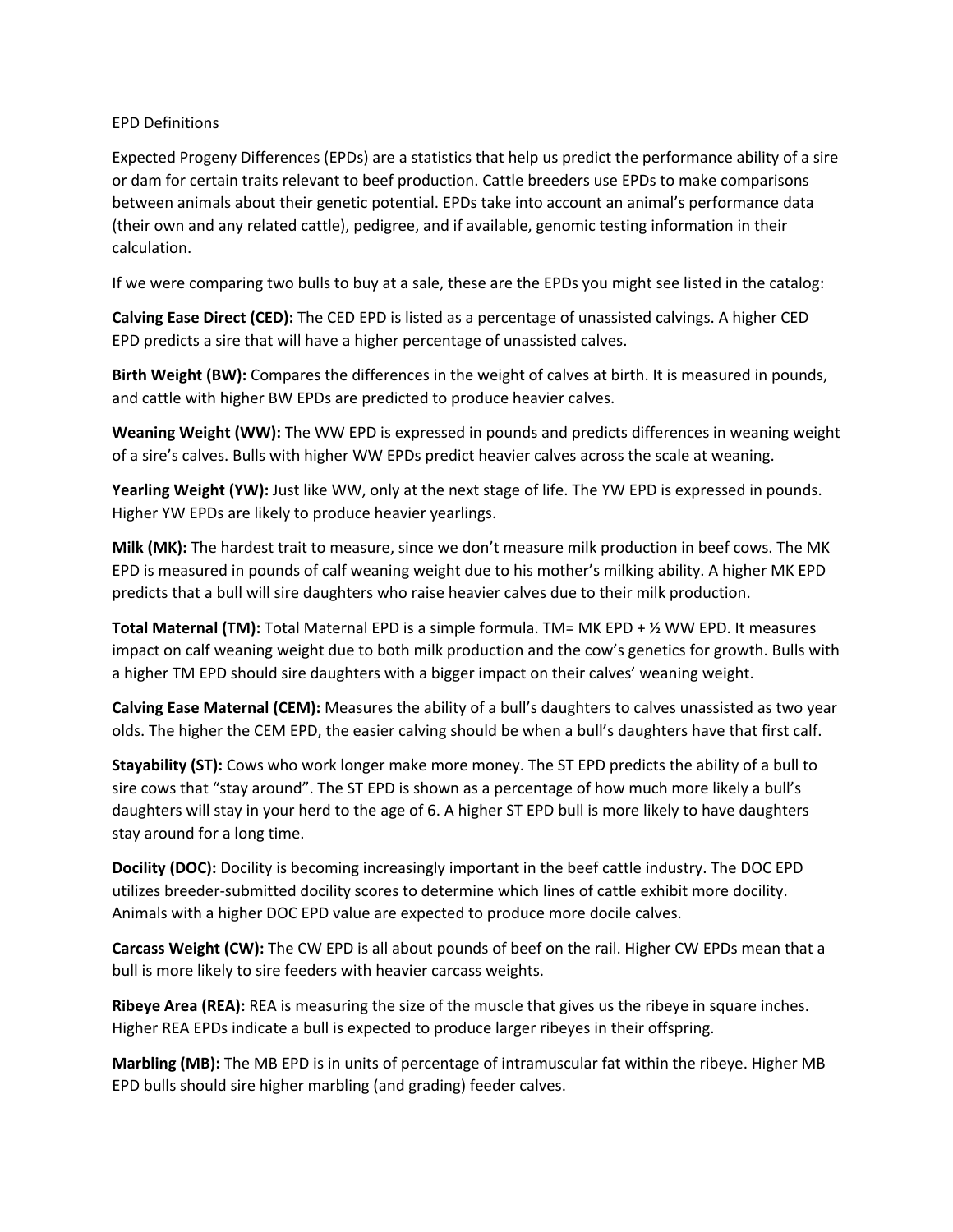EPD Definitions

Expected Progeny Differences (EPDs) are a statistics that help us predict the performance ability of a sire or dam for certain traits relevant to beef production. Cattle breeders use EPDs to make comparisons between animals about their genetic potential. EPDs take into account an animal's performance data (their own and any related cattle), pedigree, and if available, genomic testing information in their calculation.

If we were comparing two bulls to buy at a sale, these are the EPDs you might see listed in the catalog:

**Calving Ease Direct (CED):** The CED EPD is listed as a percentage of unassisted calvings. A higher CED EPD predicts a sire that will have a higher percentage of unassisted calves.

**Birth Weight (BW):** Compares the differences in the weight of calves at birth. It is measured in pounds, and cattle with higher BW EPDs are predicted to produce heavier calves.

**Weaning Weight (WW):** The WW EPD is expressed in pounds and predicts differences in weaning weight of a sire's calves. Bulls with higher WW EPDs predict heavier calves across the scale at weaning.

**Yearling Weight (YW):** Just like WW, only at the next stage of life. The YW EPD is expressed in pounds. Higher YW EPDs are likely to produce heavier yearlings.

**Milk (MK):** The hardest trait to measure, since we don't measure milk production in beef cows. The MK EPD is measured in pounds of calf weaning weight due to his mother's milking ability. A higher MK EPD predicts that a bull will sire daughters who raise heavier calves due to their milk production.

**Total Maternal (TM):** Total Maternal EPD is a simple formula. TM= MK EPD + ½ WW EPD. It measures impact on calf weaning weight due to both milk production and the cow's genetics for growth. Bulls with a higher TM EPD should sire daughters with a bigger impact on their calves' weaning weight.

**Calving Ease Maternal (CEM):** Measures the ability of a bull's daughters to calves unassisted as two year olds. The higher the CEM EPD, the easier calving should be when a bull's daughters have that first calf.

**Stayability (ST):** Cows who work longer make more money. The ST EPD predicts the ability of a bull to sire cows that "stay around". The ST EPD is shown as a percentage of how much more likely a bull's daughters will stay in your herd to the age of 6. A higher ST EPD bull is more likely to have daughters stay around for a long time.

**Docility (DOC):** Docility is becoming increasingly important in the beef cattle industry. The DOC EPD utilizes breeder-submitted docility scores to determine which lines of cattle exhibit more docility. Animals with a higher DOC EPD value are expected to produce more docile calves.

**Carcass Weight (CW):** The CW EPD is all about pounds of beef on the rail. Higher CW EPDs mean that a bull is more likely to sire feeders with heavier carcass weights.

**Ribeye Area (REA):** REA is measuring the size of the muscle that gives us the ribeye in square inches. Higher REA EPDs indicate a bull is expected to produce larger ribeyes in their offspring.

**Marbling (MB):** The MB EPD is in units of percentage of intramuscular fat within the ribeye. Higher MB EPD bulls should sire higher marbling (and grading) feeder calves.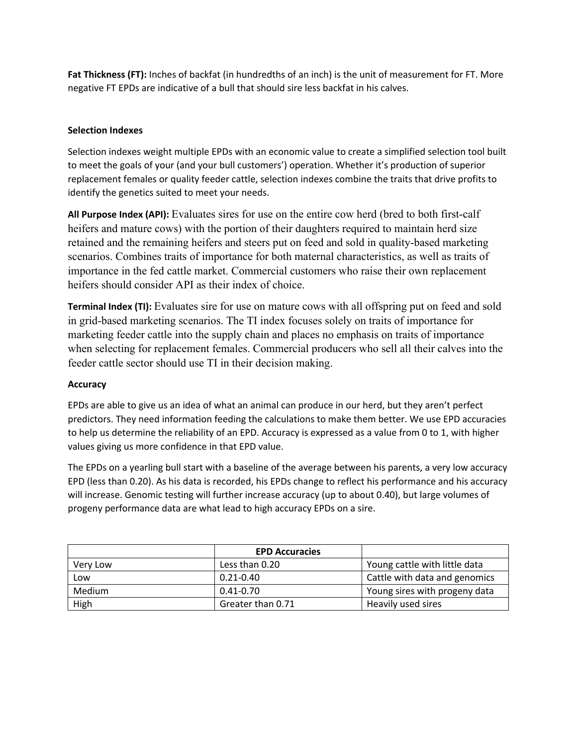**Fat Thickness (FT):** Inches of backfat (in hundredths of an inch) is the unit of measurement for FT. More negative FT EPDs are indicative of a bull that should sire less backfat in his calves.

**Selection Indexes**

Selection indexes weight multiple EPDs with an economic value to create a simplified selection tool built to meet the goals of your (and your bull customers') operation. Whether it's production of superior replacement females or quality feeder cattle, selection indexes combine the traits that drive profits to identify the genetics suited to meet your needs.

**All Purpose Index (API):** Evaluates sires for use on the entire cow herd (bred to both first-calf heifers and mature cows) with the portion of their daughters required to maintain herd size retained and the remaining heifers and steers put on feed and sold in quality-based marketing scenarios. Combines traits of importance for both maternal characteristics, as well as traits of importance in the fed cattle market. Commercial customers who raise their own replacement heifers should consider API as their index of choice.

**Terminal Index (TI):** Evaluates sire for use on mature cows with all offspring put on feed and sold in grid-based marketing scenarios. The TI index focuses solely on traits of importance for marketing feeder cattle into the supply chain and places no emphasis on traits of importance when selecting for replacement females. Commercial producers who sell all their calves into the feeder cattle sector should use TI in their decision making.

**Accuracy**

EPDs are able to give us an idea of what an animal can produce in our herd, but they aren't perfect predictors. They need information feeding the calculations to make them better. We use EPD accuracies to help us determine the reliability of an EPD. Accuracy is expressed as a value from 0 to 1, with higher values giving us more confidence in that EPD value.

The EPDs on a yearling bull start with a baseline of the average between his parents, a very low accuracy EPD (less than 0.20). As his data is recorded, his EPDs change to reflect his performance and his accuracy will increase. Genomic testing will further increase accuracy (up to about 0.40), but large volumes of progeny performance data are what lead to high accuracy EPDs on a sire.

| | **EPD Accuracies** | |
|---|---|---|
| Very Low | Less than 0.20 | Young cattle with little data |
| Low | 0.21-0.40 | Cattle with data and genomics |
| Medium | 0.41-0.70 | Young sires with progeny data |
| High | Greater than 0.71 | Heavily used sires |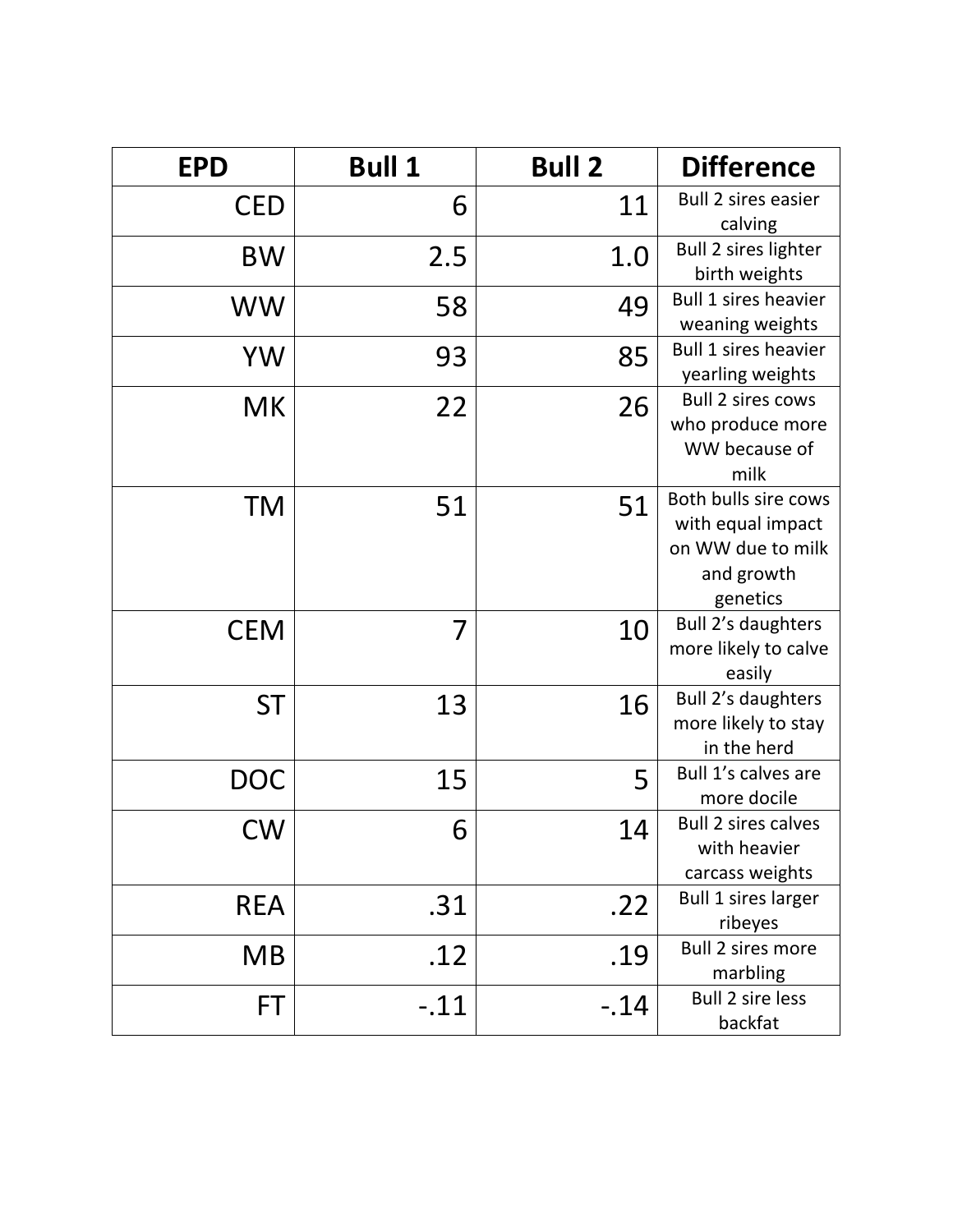| EPD | Bull 1 | Bull 2 | Difference |
|---|---|---|---|
| CED | 6 | 11 | Bull 2 sires easier calving |
| BW | 2.5 | 1.0 | Bull 2 sires lighter birth weights |
| WW | 58 | 49 | Bull 1 sires heavier weaning weights |
| YW | 93 | 85 | Bull 1 sires heavier yearling weights |
| MK | 22 | 26 | Bull 2 sires cows who produce more WW because of milk |
| TM | 51 | 51 | Both bulls sire cows with equal impact on WW due to milk and growth genetics |
| CEM | 7 | 10 | Bull 2's daughters more likely to calve easily |
| ST | 13 | 16 | Bull 2's daughters more likely to stay in the herd |
| DOC | 15 | 5 | Bull 1's calves are more docile |
| CW | 6 | 14 | Bull 2 sires calves with heavier carcass weights |
| REA | .31 | .22 | Bull 1 sires larger ribeyes |
| MB | .12 | .19 | Bull 2 sires more marbling |
| FT | -.11 | -.14 | Bull 2 sire less backfat |